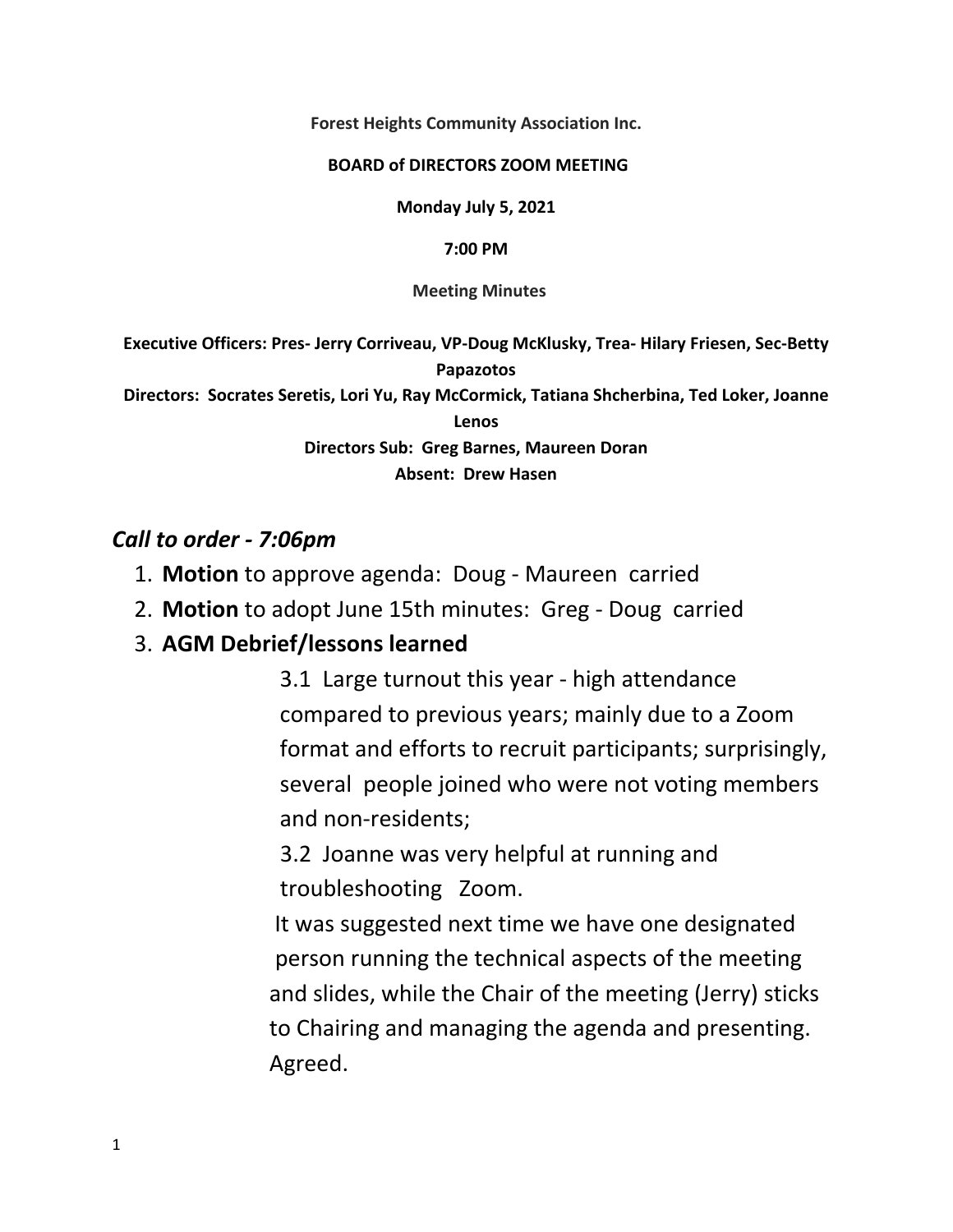**Forest Heights Community Association Inc.**

**BOARD of DIRECTORS ZOOM MEETING**

**Monday July 5, 2021**

**7:00 PM**

**Meeting Minutes**

**Executive Officers: Pres- Jerry Corriveau, VP-Doug McKlusky, Trea- Hilary Friesen, Sec-Betty Papazotos**
**Directors: Socrates Seretis, Lori Yu, Ray McCormick, Tatiana Shcherbina, Ted Loker, Joanne Lenos**
**Directors Sub: Greg Barnes, Maureen Doran**
**Absent: Drew Hasen**

## *Call to order - 7:06pm*

1. **Motion** to approve agenda: Doug - Maureen carried
2. **Motion** to adopt June 15th minutes: Greg - Doug carried
3. **AGM Debrief/lessons learned**

    3.1 Large turnout this year - high attendance compared to previous years; mainly due to a Zoom format and efforts to recruit participants; surprisingly, several people joined who were not voting members and non-residents;

    3.2 Joanne was very helpful at running and troubleshooting Zoom.

    It was suggested next time we have one designated person running the technical aspects of the meeting and slides, while the Chair of the meeting (Jerry) sticks to Chairing and managing the agenda and presenting. Agreed.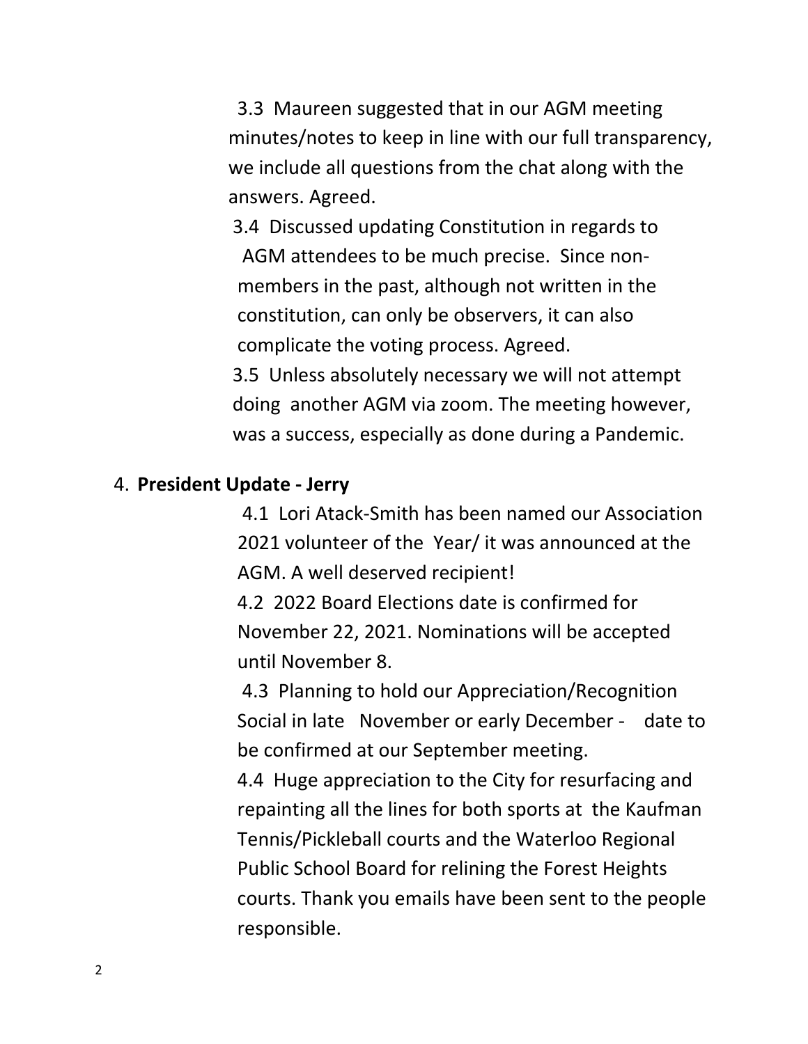3.3 Maureen suggested that in our AGM meeting minutes/notes to keep in line with our full transparency, we include all questions from the chat along with the answers. Agreed.

3.4 Discussed updating Constitution in regards to AGM attendees to be much precise. Since non-members in the past, although not written in the constitution, can only be observers, it can also complicate the voting process. Agreed.

3.5 Unless absolutely necessary we will not attempt doing another AGM via zoom. The meeting however, was a success, especially as done during a Pandemic.

4. **President Update - Jerry**

4.1 Lori Atack-Smith has been named our Association 2021 volunteer of the Year/ it was announced at the AGM. A well deserved recipient!

4.2 2022 Board Elections date is confirmed for November 22, 2021. Nominations will be accepted until November 8.

4.3 Planning to hold our Appreciation/Recognition Social in late November or early December - date to be confirmed at our September meeting.

4.4 Huge appreciation to the City for resurfacing and repainting all the lines for both sports at the Kaufman Tennis/Pickleball courts and the Waterloo Regional Public School Board for relining the Forest Heights courts. Thank you emails have been sent to the people responsible.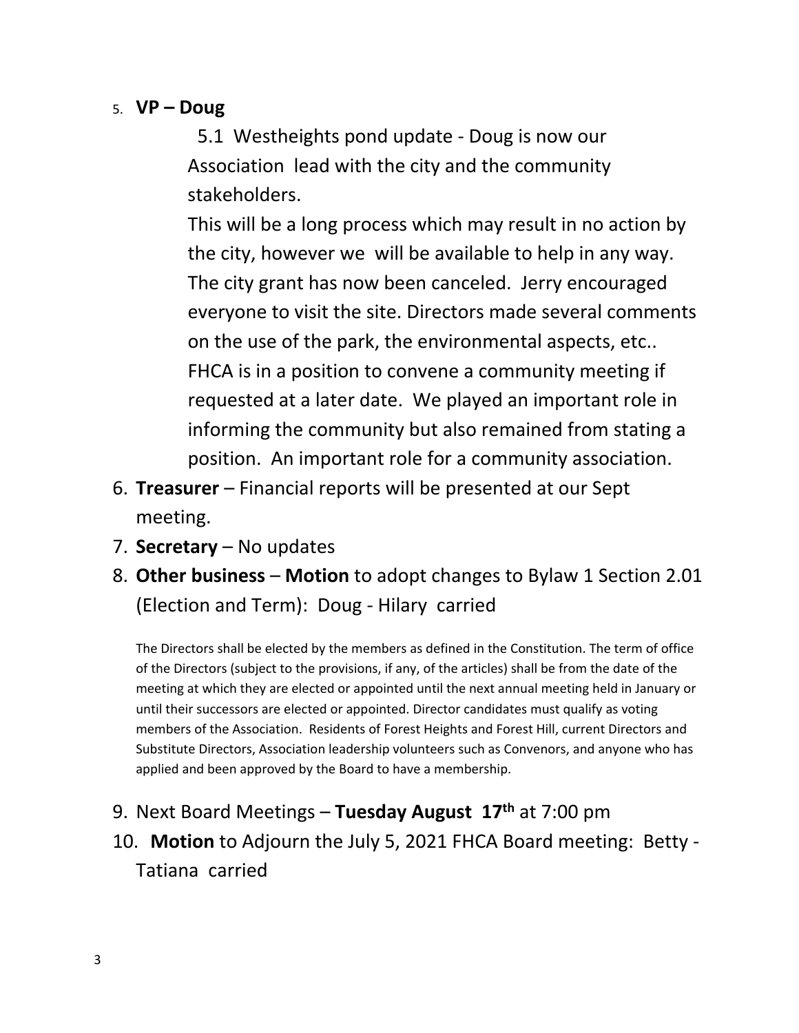5. **VP – Doug**

   5.1 Westheights pond update - Doug is now our Association lead with the city and the community stakeholders.

   This will be a long process which may result in no action by the city, however we will be available to help in any way. The city grant has now been canceled. Jerry encouraged everyone to visit the site. Directors made several comments on the use of the park, the environmental aspects, etc.. FHCA is in a position to convene a community meeting if requested at a later date. We played an important role in informing the community but also remained from stating a position. An important role for a community association.

6. **Treasurer** – Financial reports will be presented at our Sept meeting.
7. **Secretary** – No updates
8. **Other business** – **Motion** to adopt changes to Bylaw 1 Section 2.01 (Election and Term): Doug - Hilary carried

   The Directors shall be elected by the members as defined in the Constitution. The term of office of the Directors (subject to the provisions, if any, of the articles) shall be from the date of the meeting at which they are elected or appointed until the next annual meeting held in January or until their successors are elected or appointed. Director candidates must qualify as voting members of the Association. Residents of Forest Heights and Forest Hill, current Directors and Substitute Directors, Association leadership volunteers such as Convenors, and anyone who has applied and been approved by the Board to have a membership.

9. Next Board Meetings – **Tuesday August 17th** at 7:00 pm
10. **Motion** to Adjourn the July 5, 2021 FHCA Board meeting: Betty - Tatiana carried